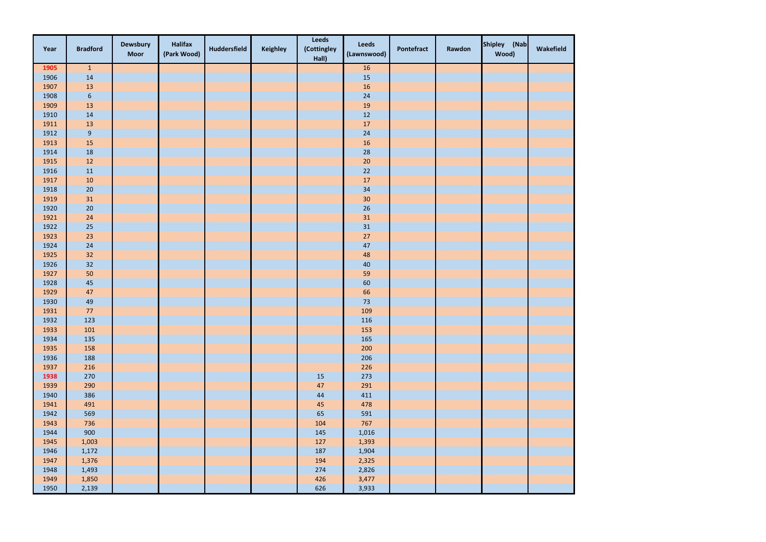| Year | Bradford | Dewsbury Moor | Halifax (Park Wood) | Huddersfield | Keighley | Leeds (Cottingley Hall) | Leeds (Lawnswood) | Pontefract | Rawdon | Shipley (Nab Wood) | Wakefield |
|---|---|---|---|---|---|---|---|---|---|---|---|
| **1905** | 1 | | | | | | 16 | | | | |
| 1906 | 14 | | | | | | 15 | | | | |
| 1907 | 13 | | | | | | 16 | | | | |
| 1908 | 6 | | | | | | 24 | | | | |
| 1909 | 13 | | | | | | 19 | | | | |
| 1910 | 14 | | | | | | 12 | | | | |
| 1911 | 13 | | | | | | 17 | | | | |
| 1912 | 9 | | | | | | 24 | | | | |
| 1913 | 15 | | | | | | 16 | | | | |
| 1914 | 18 | | | | | | 28 | | | | |
| 1915 | 12 | | | | | | 20 | | | | |
| 1916 | 11 | | | | | | 22 | | | | |
| 1917 | 10 | | | | | | 17 | | | | |
| 1918 | 20 | | | | | | 34 | | | | |
| 1919 | 31 | | | | | | 30 | | | | |
| 1920 | 20 | | | | | | 26 | | | | |
| 1921 | 24 | | | | | | 31 | | | | |
| 1922 | 25 | | | | | | 31 | | | | |
| 1923 | 23 | | | | | | 27 | | | | |
| 1924 | 24 | | | | | | 47 | | | | |
| 1925 | 32 | | | | | | 48 | | | | |
| 1926 | 32 | | | | | | 40 | | | | |
| 1927 | 50 | | | | | | 59 | | | | |
| 1928 | 45 | | | | | | 60 | | | | |
| 1929 | 47 | | | | | | 66 | | | | |
| 1930 | 49 | | | | | | 73 | | | | |
| 1931 | 77 | | | | | | 109 | | | | |
| 1932 | 123 | | | | | | 116 | | | | |
| 1933 | 101 | | | | | | 153 | | | | |
| 1934 | 135 | | | | | | 165 | | | | |
| 1935 | 158 | | | | | | 200 | | | | |
| 1936 | 188 | | | | | | 206 | | | | |
| 1937 | 216 | | | | | | 226 | | | | |
| **1938** | 270 | | | | | 15 | 273 | | | | |
| 1939 | 290 | | | | | 47 | 291 | | | | |
| 1940 | 386 | | | | | 44 | 411 | | | | |
| 1941 | 491 | | | | | 45 | 478 | | | | |
| 1942 | 569 | | | | | 65 | 591 | | | | |
| 1943 | 736 | | | | | 104 | 767 | | | | |
| 1944 | 900 | | | | | 145 | 1,016 | | | | |
| 1945 | 1,003 | | | | | 127 | 1,393 | | | | |
| 1946 | 1,172 | | | | | 187 | 1,904 | | | | |
| 1947 | 1,376 | | | | | 194 | 2,325 | | | | |
| 1948 | 1,493 | | | | | 274 | 2,826 | | | | |
| 1949 | 1,850 | | | | | 426 | 3,477 | | | | |
| 1950 | 2,139 | | | | | 626 | 3,933 | | | | |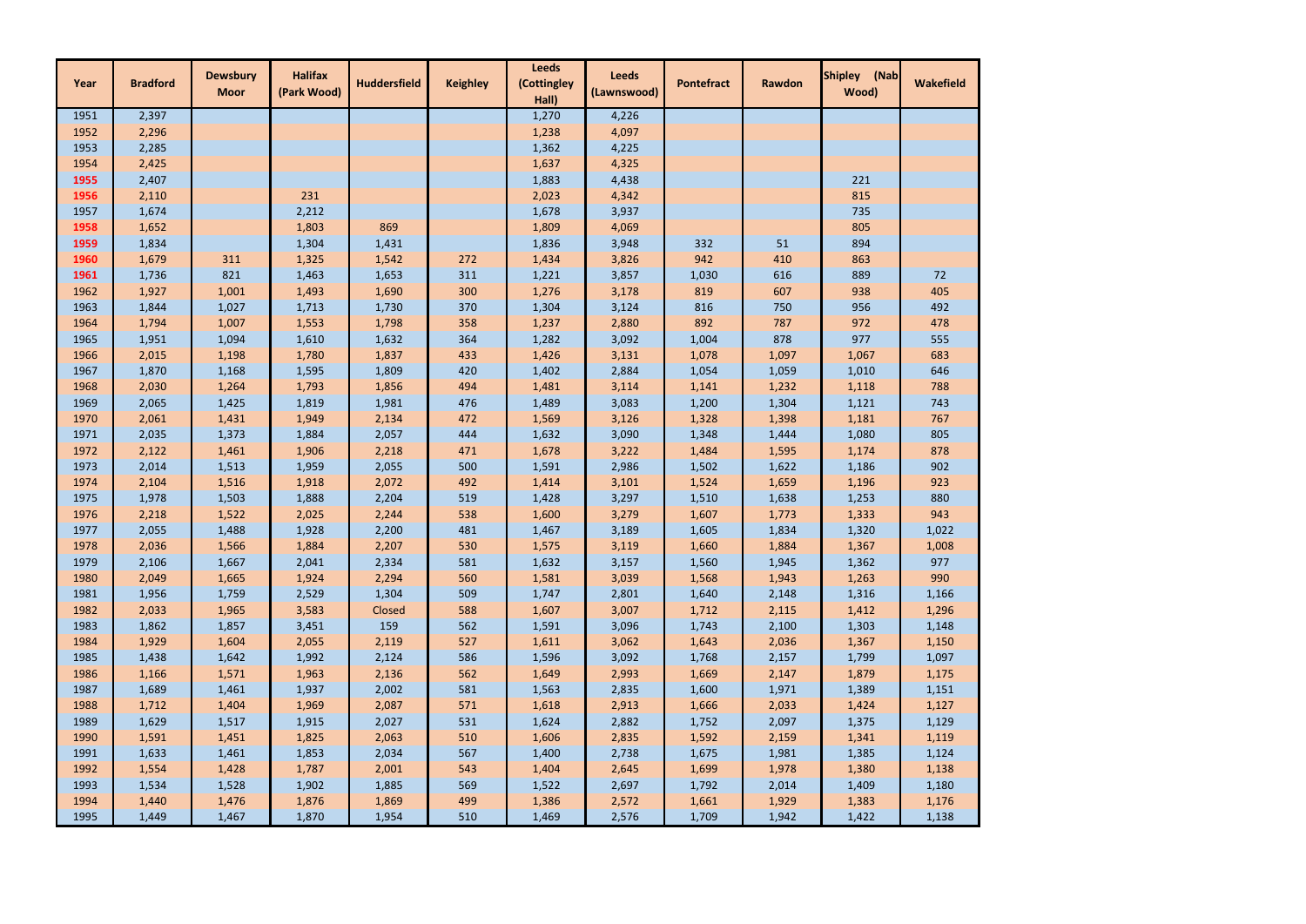| Year | Bradford | Dewsbury Moor | Halifax (Park Wood) | Huddersfield | Keighley | Leeds (Cottingley Hall) | Leeds (Lawnswood) | Pontefract | Rawdon | Shipley (Nab Wood) | Wakefield |
|---|---|---|---|---|---|---|---|---|---|---|---|
| 1951 | 2,397 | | | | | 1,270 | 4,226 | | | | |
| 1952 | 2,296 | | | | | 1,238 | 4,097 | | | | |
| 1953 | 2,285 | | | | | 1,362 | 4,225 | | | | |
| 1954 | 2,425 | | | | | 1,637 | 4,325 | | | | |
| 1955 | 2,407 | | | | | 1,883 | 4,438 | | | 221 | |
| 1956 | 2,110 | | 231 | | | 2,023 | 4,342 | | | 815 | |
| 1957 | 1,674 | | 2,212 | | | 1,678 | 3,937 | | | 735 | |
| 1958 | 1,652 | | 1,803 | 869 | | 1,809 | 4,069 | | | 805 | |
| 1959 | 1,834 | | 1,304 | 1,431 | | 1,836 | 3,948 | 332 | 51 | 894 | |
| 1960 | 1,679 | 311 | 1,325 | 1,542 | 272 | 1,434 | 3,826 | 942 | 410 | 863 | |
| 1961 | 1,736 | 821 | 1,463 | 1,653 | 311 | 1,221 | 3,857 | 1,030 | 616 | 889 | 72 |
| 1962 | 1,927 | 1,001 | 1,493 | 1,690 | 300 | 1,276 | 3,178 | 819 | 607 | 938 | 405 |
| 1963 | 1,844 | 1,027 | 1,713 | 1,730 | 370 | 1,304 | 3,124 | 816 | 750 | 956 | 492 |
| 1964 | 1,794 | 1,007 | 1,553 | 1,798 | 358 | 1,237 | 2,880 | 892 | 787 | 972 | 478 |
| 1965 | 1,951 | 1,094 | 1,610 | 1,632 | 364 | 1,282 | 3,092 | 1,004 | 878 | 977 | 555 |
| 1966 | 2,015 | 1,198 | 1,780 | 1,837 | 433 | 1,426 | 3,131 | 1,078 | 1,097 | 1,067 | 683 |
| 1967 | 1,870 | 1,168 | 1,595 | 1,809 | 420 | 1,402 | 2,884 | 1,054 | 1,059 | 1,010 | 646 |
| 1968 | 2,030 | 1,264 | 1,793 | 1,856 | 494 | 1,481 | 3,114 | 1,141 | 1,232 | 1,118 | 788 |
| 1969 | 2,065 | 1,425 | 1,819 | 1,981 | 476 | 1,489 | 3,083 | 1,200 | 1,304 | 1,121 | 743 |
| 1970 | 2,061 | 1,431 | 1,949 | 2,134 | 472 | 1,569 | 3,126 | 1,328 | 1,398 | 1,181 | 767 |
| 1971 | 2,035 | 1,373 | 1,884 | 2,057 | 444 | 1,632 | 3,090 | 1,348 | 1,444 | 1,080 | 805 |
| 1972 | 2,122 | 1,461 | 1,906 | 2,218 | 471 | 1,678 | 3,222 | 1,484 | 1,595 | 1,174 | 878 |
| 1973 | 2,014 | 1,513 | 1,959 | 2,055 | 500 | 1,591 | 2,986 | 1,502 | 1,622 | 1,186 | 902 |
| 1974 | 2,104 | 1,516 | 1,918 | 2,072 | 492 | 1,414 | 3,101 | 1,524 | 1,659 | 1,196 | 923 |
| 1975 | 1,978 | 1,503 | 1,888 | 2,204 | 519 | 1,428 | 3,297 | 1,510 | 1,638 | 1,253 | 880 |
| 1976 | 2,218 | 1,522 | 2,025 | 2,244 | 538 | 1,600 | 3,279 | 1,607 | 1,773 | 1,333 | 943 |
| 1977 | 2,055 | 1,488 | 1,928 | 2,200 | 481 | 1,467 | 3,189 | 1,605 | 1,834 | 1,320 | 1,022 |
| 1978 | 2,036 | 1,566 | 1,884 | 2,207 | 530 | 1,575 | 3,119 | 1,660 | 1,884 | 1,367 | 1,008 |
| 1979 | 2,106 | 1,667 | 2,041 | 2,334 | 581 | 1,632 | 3,157 | 1,560 | 1,945 | 1,362 | 977 |
| 1980 | 2,049 | 1,665 | 1,924 | 2,294 | 560 | 1,581 | 3,039 | 1,568 | 1,943 | 1,263 | 990 |
| 1981 | 1,956 | 1,759 | 2,529 | 1,304 | 509 | 1,747 | 2,801 | 1,640 | 2,148 | 1,316 | 1,166 |
| 1982 | 2,033 | 1,965 | 3,583 | Closed | 588 | 1,607 | 3,007 | 1,712 | 2,115 | 1,412 | 1,296 |
| 1983 | 1,862 | 1,857 | 3,451 | 159 | 562 | 1,591 | 3,096 | 1,743 | 2,100 | 1,303 | 1,148 |
| 1984 | 1,929 | 1,604 | 2,055 | 2,119 | 527 | 1,611 | 3,062 | 1,643 | 2,036 | 1,367 | 1,150 |
| 1985 | 1,438 | 1,642 | 1,992 | 2,124 | 586 | 1,596 | 3,092 | 1,768 | 2,157 | 1,799 | 1,097 |
| 1986 | 1,166 | 1,571 | 1,963 | 2,136 | 562 | 1,649 | 2,993 | 1,669 | 2,147 | 1,879 | 1,175 |
| 1987 | 1,689 | 1,461 | 1,937 | 2,002 | 581 | 1,563 | 2,835 | 1,600 | 1,971 | 1,389 | 1,151 |
| 1988 | 1,712 | 1,404 | 1,969 | 2,087 | 571 | 1,618 | 2,913 | 1,666 | 2,033 | 1,424 | 1,127 |
| 1989 | 1,629 | 1,517 | 1,915 | 2,027 | 531 | 1,624 | 2,882 | 1,752 | 2,097 | 1,375 | 1,129 |
| 1990 | 1,591 | 1,451 | 1,825 | 2,063 | 510 | 1,606 | 2,835 | 1,592 | 2,159 | 1,341 | 1,119 |
| 1991 | 1,633 | 1,461 | 1,853 | 2,034 | 567 | 1,400 | 2,738 | 1,675 | 1,981 | 1,385 | 1,124 |
| 1992 | 1,554 | 1,428 | 1,787 | 2,001 | 543 | 1,404 | 2,645 | 1,699 | 1,978 | 1,380 | 1,138 |
| 1993 | 1,534 | 1,528 | 1,902 | 1,885 | 569 | 1,522 | 2,697 | 1,792 | 2,014 | 1,409 | 1,180 |
| 1994 | 1,440 | 1,476 | 1,876 | 1,869 | 499 | 1,386 | 2,572 | 1,661 | 1,929 | 1,383 | 1,176 |
| 1995 | 1,449 | 1,467 | 1,870 | 1,954 | 510 | 1,469 | 2,576 | 1,709 | 1,942 | 1,422 | 1,138 |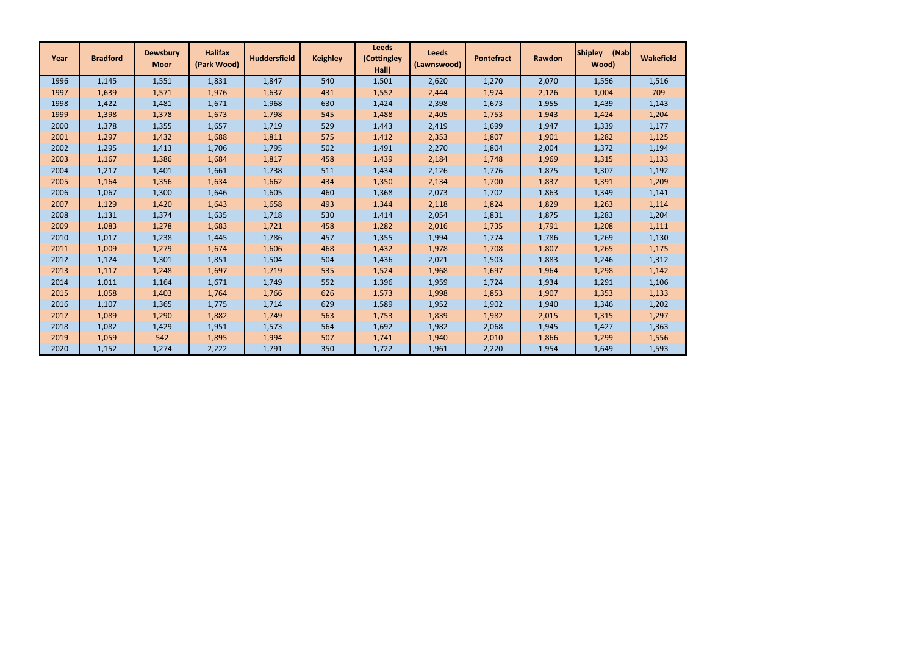| Year | Bradford | Dewsbury Moor | Halifax (Park Wood) | Huddersfield | Keighley | Leeds (Cottingley Hall) | Leeds (Lawnswood) | Pontefract | Rawdon | Shipley (Nab Wood) | Wakefield |
|---|---|---|---|---|---|---|---|---|---|---|---|
| 1996 | 1,145 | 1,551 | 1,831 | 1,847 | 540 | 1,501 | 2,620 | 1,270 | 2,070 | 1,556 | 1,516 |
| 1997 | 1,639 | 1,571 | 1,976 | 1,637 | 431 | 1,552 | 2,444 | 1,974 | 2,126 | 1,004 | 709 |
| 1998 | 1,422 | 1,481 | 1,671 | 1,968 | 630 | 1,424 | 2,398 | 1,673 | 1,955 | 1,439 | 1,143 |
| 1999 | 1,398 | 1,378 | 1,673 | 1,798 | 545 | 1,488 | 2,405 | 1,753 | 1,943 | 1,424 | 1,204 |
| 2000 | 1,378 | 1,355 | 1,657 | 1,719 | 529 | 1,443 | 2,419 | 1,699 | 1,947 | 1,339 | 1,177 |
| 2001 | 1,297 | 1,432 | 1,688 | 1,811 | 575 | 1,412 | 2,353 | 1,807 | 1,901 | 1,282 | 1,125 |
| 2002 | 1,295 | 1,413 | 1,706 | 1,795 | 502 | 1,491 | 2,270 | 1,804 | 2,004 | 1,372 | 1,194 |
| 2003 | 1,167 | 1,386 | 1,684 | 1,817 | 458 | 1,439 | 2,184 | 1,748 | 1,969 | 1,315 | 1,133 |
| 2004 | 1,217 | 1,401 | 1,661 | 1,738 | 511 | 1,434 | 2,126 | 1,776 | 1,875 | 1,307 | 1,192 |
| 2005 | 1,164 | 1,356 | 1,634 | 1,662 | 434 | 1,350 | 2,134 | 1,700 | 1,837 | 1,391 | 1,209 |
| 2006 | 1,067 | 1,300 | 1,646 | 1,605 | 460 | 1,368 | 2,073 | 1,702 | 1,863 | 1,349 | 1,141 |
| 2007 | 1,129 | 1,420 | 1,643 | 1,658 | 493 | 1,344 | 2,118 | 1,824 | 1,829 | 1,263 | 1,114 |
| 2008 | 1,131 | 1,374 | 1,635 | 1,718 | 530 | 1,414 | 2,054 | 1,831 | 1,875 | 1,283 | 1,204 |
| 2009 | 1,083 | 1,278 | 1,683 | 1,721 | 458 | 1,282 | 2,016 | 1,735 | 1,791 | 1,208 | 1,111 |
| 2010 | 1,017 | 1,238 | 1,445 | 1,786 | 457 | 1,355 | 1,994 | 1,774 | 1,786 | 1,269 | 1,130 |
| 2011 | 1,009 | 1,279 | 1,674 | 1,606 | 468 | 1,432 | 1,978 | 1,708 | 1,807 | 1,265 | 1,175 |
| 2012 | 1,124 | 1,301 | 1,851 | 1,504 | 504 | 1,436 | 2,021 | 1,503 | 1,883 | 1,246 | 1,312 |
| 2013 | 1,117 | 1,248 | 1,697 | 1,719 | 535 | 1,524 | 1,968 | 1,697 | 1,964 | 1,298 | 1,142 |
| 2014 | 1,011 | 1,164 | 1,671 | 1,749 | 552 | 1,396 | 1,959 | 1,724 | 1,934 | 1,291 | 1,106 |
| 2015 | 1,058 | 1,403 | 1,764 | 1,766 | 626 | 1,573 | 1,998 | 1,853 | 1,907 | 1,353 | 1,133 |
| 2016 | 1,107 | 1,365 | 1,775 | 1,714 | 629 | 1,589 | 1,952 | 1,902 | 1,940 | 1,346 | 1,202 |
| 2017 | 1,089 | 1,290 | 1,882 | 1,749 | 563 | 1,753 | 1,839 | 1,982 | 2,015 | 1,315 | 1,297 |
| 2018 | 1,082 | 1,429 | 1,951 | 1,573 | 564 | 1,692 | 1,982 | 2,068 | 1,945 | 1,427 | 1,363 |
| 2019 | 1,059 | 542 | 1,895 | 1,994 | 507 | 1,741 | 1,940 | 2,010 | 1,866 | 1,299 | 1,556 |
| 2020 | 1,152 | 1,274 | 2,222 | 1,791 | 350 | 1,722 | 1,961 | 2,220 | 1,954 | 1,649 | 1,593 |